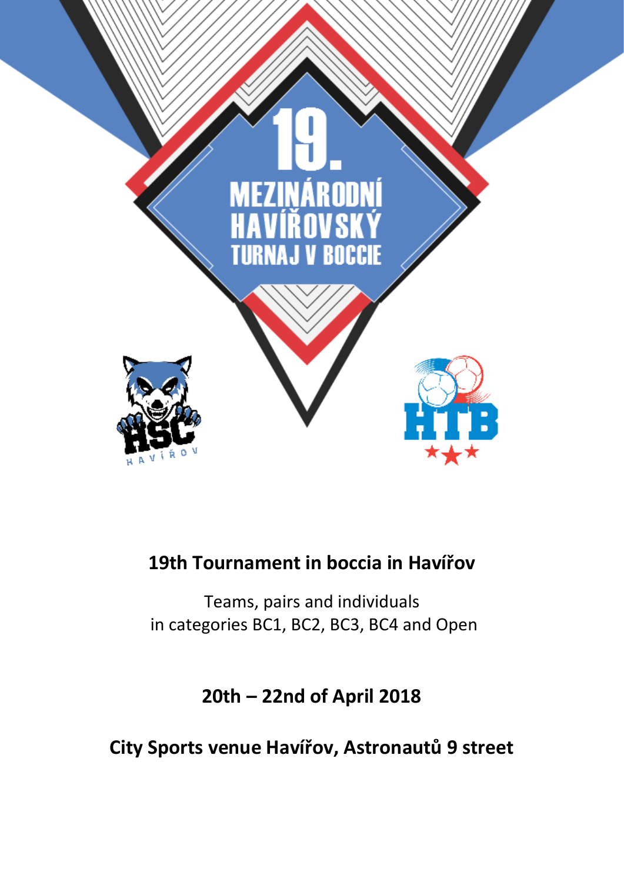19.

MEZINÁRODNÍ HAVÍŘOVSKÝ TURNAJ V BOCCIE

HSC HAVÍŘOV

HTB

# 19th Tournament in boccia in Havířov

Teams, pairs and individuals
in categories BC1, BC2, BC3, BC4 and Open

## 20th – 22nd of April 2018

## City Sports venue Havířov, Astronautů 9 street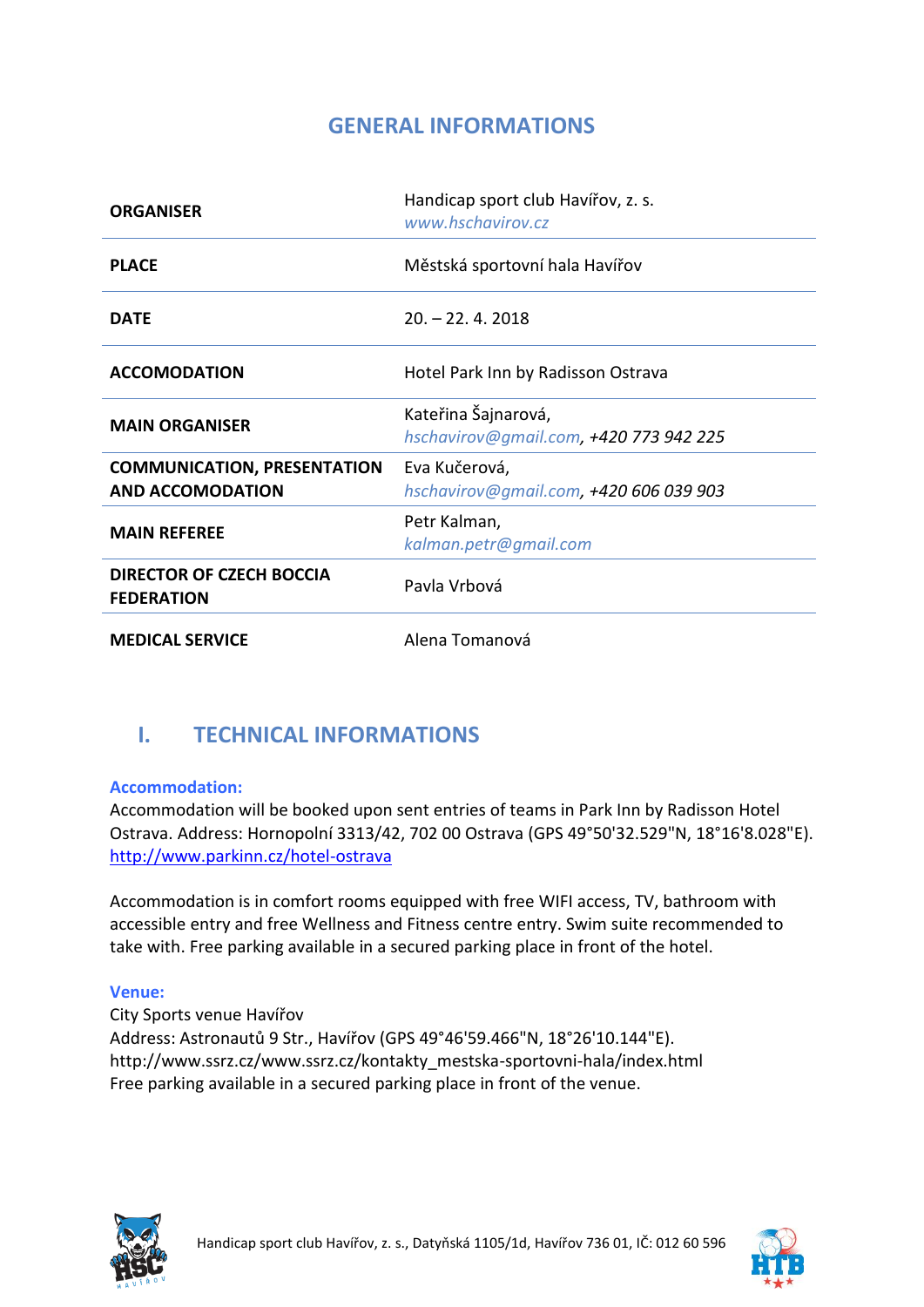# GENERAL INFORMATIONS

| | |
|---|---|
| **ORGANISER** | Handicap sport club Havířov, z. s.<br>*www.hschavirov.cz* |
| **PLACE** | Městská sportovní hala Havířov |
| **DATE** | 20. – 22. 4. 2018 |
| **ACCOMODATION** | Hotel Park Inn by Radisson Ostrava |
| **MAIN ORGANISER** | Kateřina Šajnarová,<br>*hschavirov@gmail.com, +420 773 942 225* |
| **COMMUNICATION, PRESENTATION AND ACCOMODATION** | Eva Kučerová,<br>*hschavirov@gmail.com, +420 606 039 903* |
| **MAIN REFEREE** | Petr Kalman,<br>*kalman.petr@gmail.com* |
| **DIRECTOR OF CZECH BOCCIA FEDERATION** | Pavla Vrbová |
| **MEDICAL SERVICE** | Alena Tomanová |

## I. TECHNICAL INFORMATIONS

### Accommodation:

Accommodation will be booked upon sent entries of teams in Park Inn by Radisson Hotel Ostrava. Address: Hornopolní 3313/42, 702 00 Ostrava (GPS 49°50'32.529"N, 18°16'8.028"E). http://www.parkinn.cz/hotel-ostrava

Accommodation is in comfort rooms equipped with free WIFI access, TV, bathroom with accessible entry and free Wellness and Fitness centre entry. Swim suite recommended to take with. Free parking available in a secured parking place in front of the hotel.

### Venue:

City Sports venue Havířov
Address: Astronautů 9 Str., Havířov (GPS 49°46'59.466"N, 18°26'10.144"E).
http://www.ssrz.cz/www.ssrz.cz/kontakty_mestska-sportovni-hala/index.html
Free parking available in a secured parking place in front of the venue.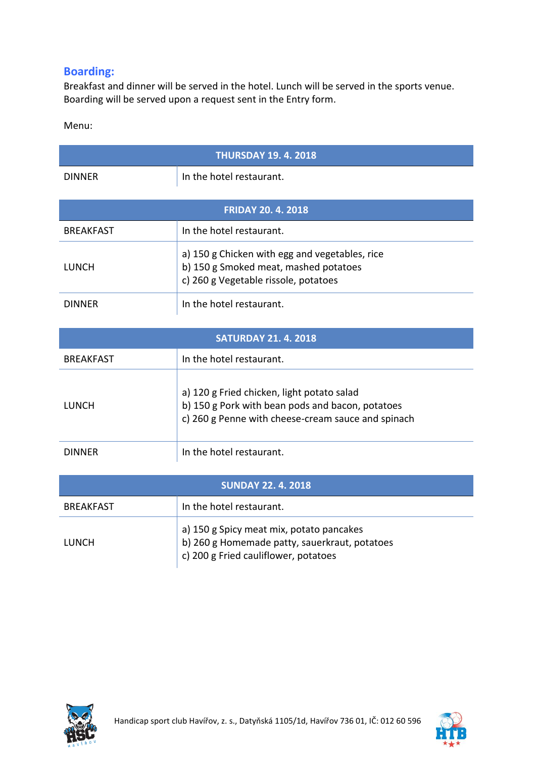## Boarding:

Breakfast and dinner will be served in the hotel. Lunch will be served in the sports venue. Boarding will be served upon a request sent in the Entry form.

Menu:

| THURSDAY 19. 4. 2018 | |
|---|---|
| DINNER | In the hotel restaurant. |

| FRIDAY 20. 4. 2018 | |
|---|---|
| BREAKFAST | In the hotel restaurant. |
| LUNCH | a) 150 g Chicken with egg and vegetables, rice<br>b) 150 g Smoked meat, mashed potatoes<br>c) 260 g Vegetable rissole, potatoes |
| DINNER | In the hotel restaurant. |

| SATURDAY 21. 4. 2018 | |
|---|---|
| BREAKFAST | In the hotel restaurant. |
| LUNCH | a) 120 g Fried chicken, light potato salad<br>b) 150 g Pork with bean pods and bacon, potatoes<br>c) 260 g Penne with cheese-cream sauce and spinach |
| DINNER | In the hotel restaurant. |

| SUNDAY 22. 4. 2018 | |
|---|---|
| BREAKFAST | In the hotel restaurant. |
| LUNCH | a) 150 g Spicy meat mix, potato pancakes<br>b) 260 g Homemade patty, sauerkraut, potatoes<br>c) 200 g Fried cauliflower, potatoes |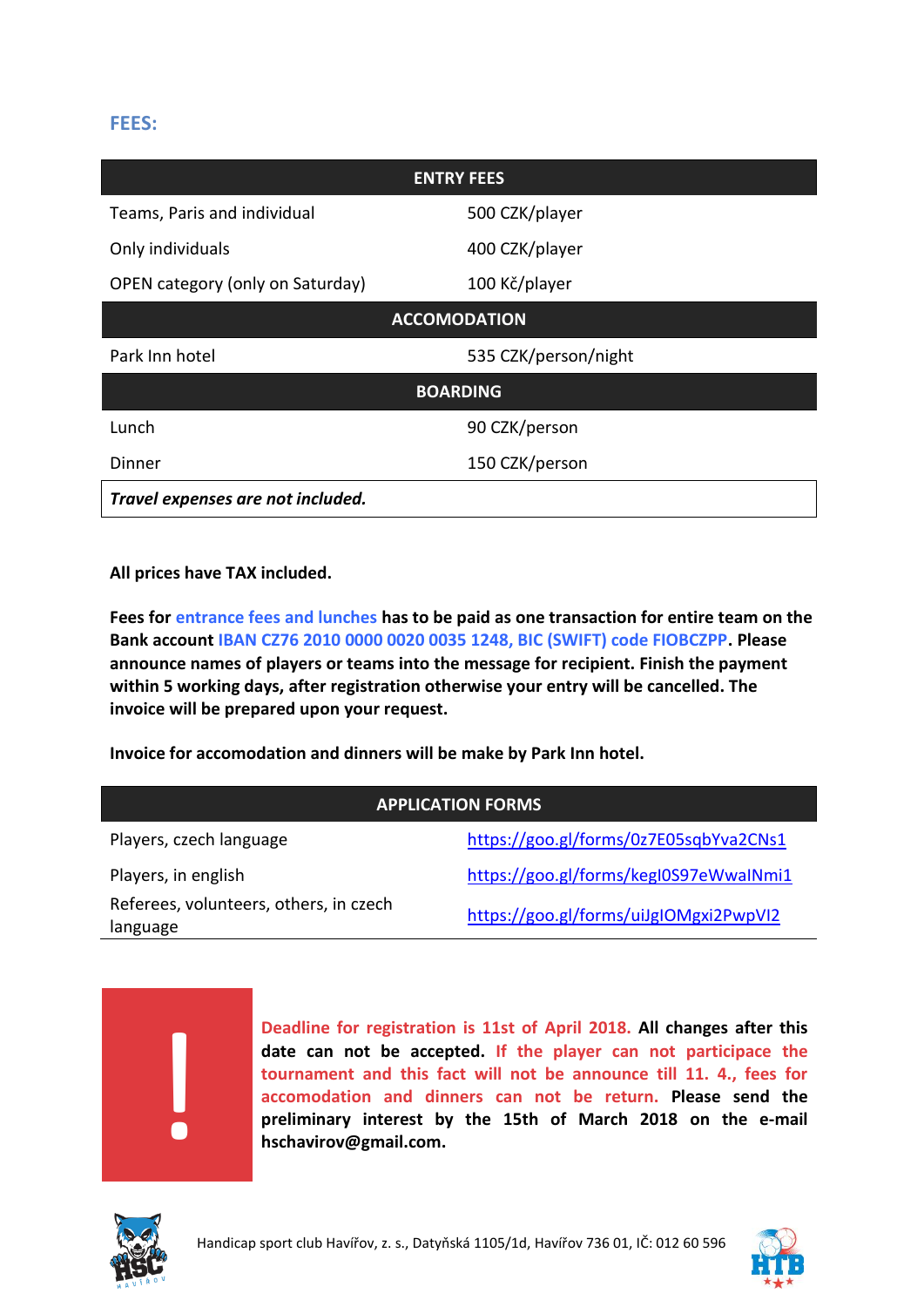## FEES:

| ENTRY FEES | |
|---|---|
| Teams, Paris and individual | 500 CZK/player |
| Only individuals | 400 CZK/player |
| OPEN category (only on Saturday) | 100 Kč/player |
| **ACCOMODATION** | |
| Park Inn hotel | 535 CZK/person/night |
| **BOARDING** | |
| Lunch | 90 CZK/person |
| Dinner | 150 CZK/person |
| ***Travel expenses are not included.*** | |

**All prices have TAX included.**

**Fees for entrance fees and lunches has to be paid as one transaction for entire team on the Bank account IBAN CZ76 2010 0000 0020 0035 1248, BIC (SWIFT) code FIOBCZPP. Please announce names of players or teams into the message for recipient. Finish the payment within 5 working days, after registration otherwise your entry will be cancelled. The invoice will be prepared upon your request.**

**Invoice for accomodation and dinners will be make by Park Inn hotel.**

| APPLICATION FORMS | |
|---|---|
| Players, czech language | https://goo.gl/forms/0z7E05sqbYva2CNs1 |
| Players, in english | https://goo.gl/forms/kegI0S97eWwaINmi1 |
| Referees, volunteers, others, in czech language | https://goo.gl/forms/uiJgIOMgxi2PwpVI2 |

**!**

**Deadline for registration is 11st of April 2018. All changes after this date can not be accepted. If the player can not participace the tournament and this fact will not be announce till 11. 4., fees for accomodation and dinners can not be return. Please send the preliminary interest by the 15th of March 2018 on the e-mail hschavirov@gmail.com.**

Handicap sport club Havířov, z. s., Datyňská 1105/1d, Havířov 736 01, IČ: 012 60 596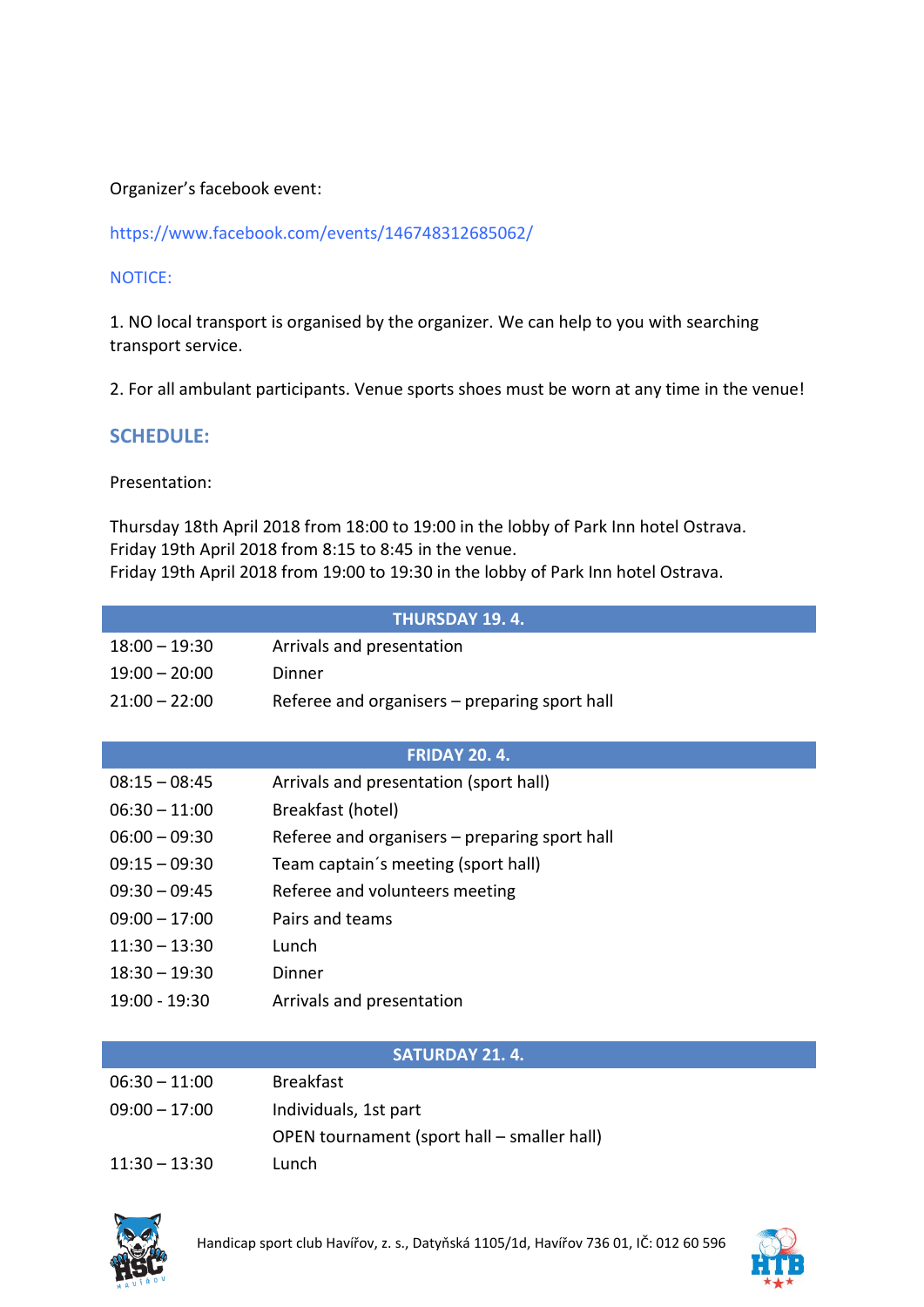Organizer’s facebook event:

https://www.facebook.com/events/146748312685062/

NOTICE:

1. NO local transport is organised by the organizer. We can help to you with searching transport service.

2. For all ambulant participants. Venue sports shoes must be worn at any time in the venue!

## SCHEDULE:

Presentation:

Thursday 18th April 2018 from 18:00 to 19:00 in the lobby of Park Inn hotel Ostrava.
Friday 19th April 2018 from 8:15 to 8:45 in the venue.
Friday 19th April 2018 from 19:00 to 19:30 in the lobby of Park Inn hotel Ostrava.

| THURSDAY 19. 4. | |
|---|---|
| 18:00 – 19:30 | Arrivals and presentation |
| 19:00 – 20:00 | Dinner |
| 21:00 – 22:00 | Referee and organisers – preparing sport hall |

| FRIDAY 20. 4. | |
|---|---|
| 08:15 – 08:45 | Arrivals and presentation (sport hall) |
| 06:30 – 11:00 | Breakfast (hotel) |
| 06:00 – 09:30 | Referee and organisers – preparing sport hall |
| 09:15 – 09:30 | Team captain´s meeting (sport hall) |
| 09:30 – 09:45 | Referee and volunteers meeting |
| 09:00 – 17:00 | Pairs and teams |
| 11:30 – 13:30 | Lunch |
| 18:30 – 19:30 | Dinner |
| 19:00 - 19:30 | Arrivals and presentation |

| SATURDAY 21. 4. | |
|---|---|
| 06:30 – 11:00 | Breakfast |
| 09:00 – 17:00 | Individuals, 1st part |
| | OPEN tournament (sport hall – smaller hall) |
| 11:30 – 13:30 | Lunch |

Handicap sport club Havířov, z. s., Datyňská 1105/1d, Havířov 736 01, IČ: 012 60 596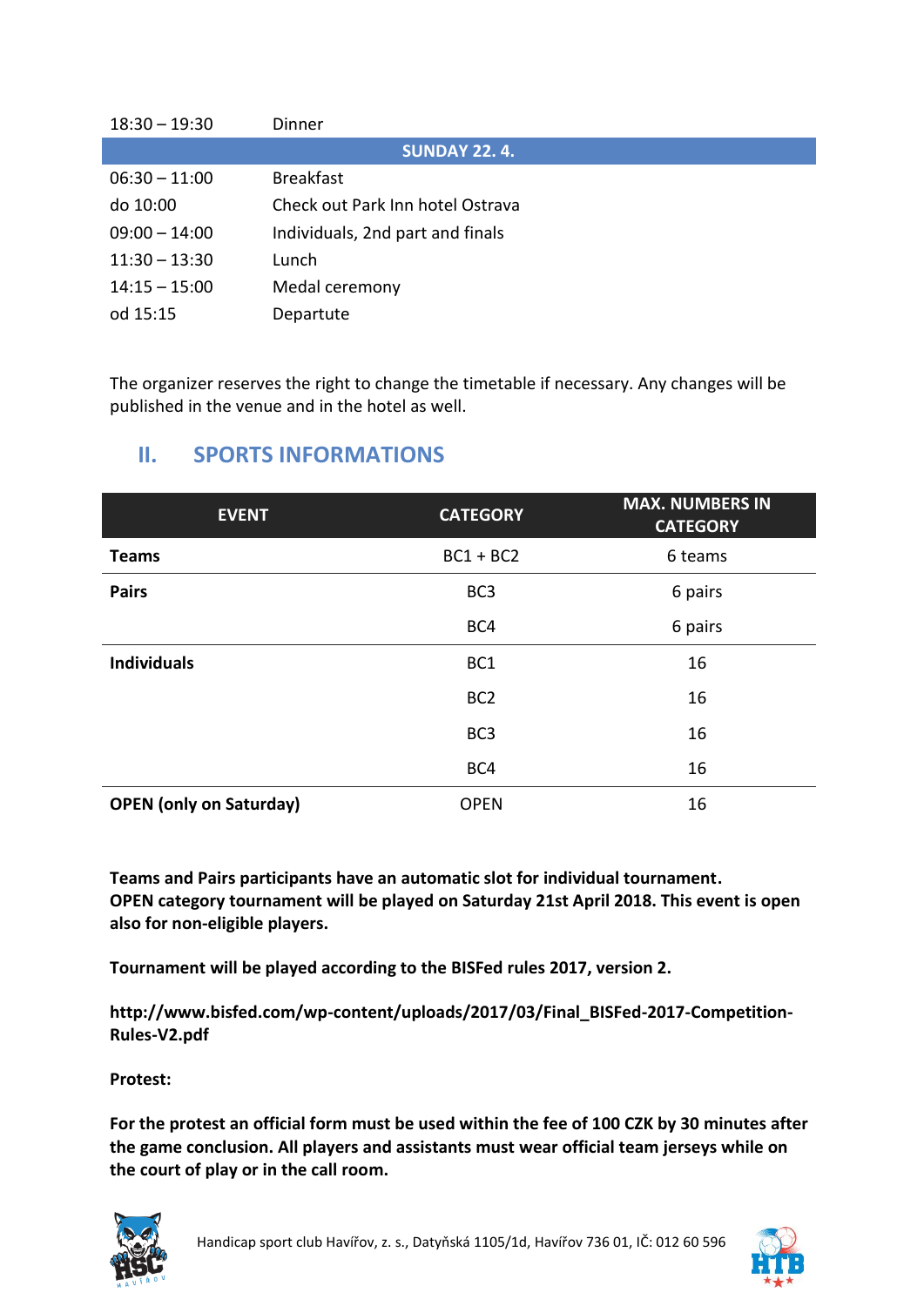| | |
|---|---|
| 18:30 – 19:30 | Dinner |
| **SUNDAY 22. 4.** | |
| 06:30 – 11:00 | Breakfast |
| do 10:00 | Check out Park Inn hotel Ostrava |
| 09:00 – 14:00 | Individuals, 2nd part and finals |
| 11:30 – 13:30 | Lunch |
| 14:15 – 15:00 | Medal ceremony |
| od 15:15 | Departute |

The organizer reserves the right to change the timetable if necessary. Any changes will be published in the venue and in the hotel as well.

## II. SPORTS INFORMATIONS

| EVENT | CATEGORY | MAX. NUMBERS IN CATEGORY |
|---|---|---|
| **Teams** | BC1 + BC2 | 6 teams |
| **Pairs** | BC3 | 6 pairs |
| | BC4 | 6 pairs |
| **Individuals** | BC1 | 16 |
| | BC2 | 16 |
| | BC3 | 16 |
| | BC4 | 16 |
| **OPEN (only on Saturday)** | OPEN | 16 |

**Teams and Pairs participants have an automatic slot for individual tournament.**
**OPEN category tournament will be played on Saturday 21st April 2018. This event is open also for non-eligible players.**

**Tournament will be played according to the BISFed rules 2017, version 2.**

**http://www.bisfed.com/wp-content/uploads/2017/03/Final_BISFed-2017-Competition-Rules-V2.pdf**

**Protest:**

**For the protest an official form must be used within the fee of 100 CZK by 30 minutes after the game conclusion. All players and assistants must wear official team jerseys while on the court of play or in the call room.**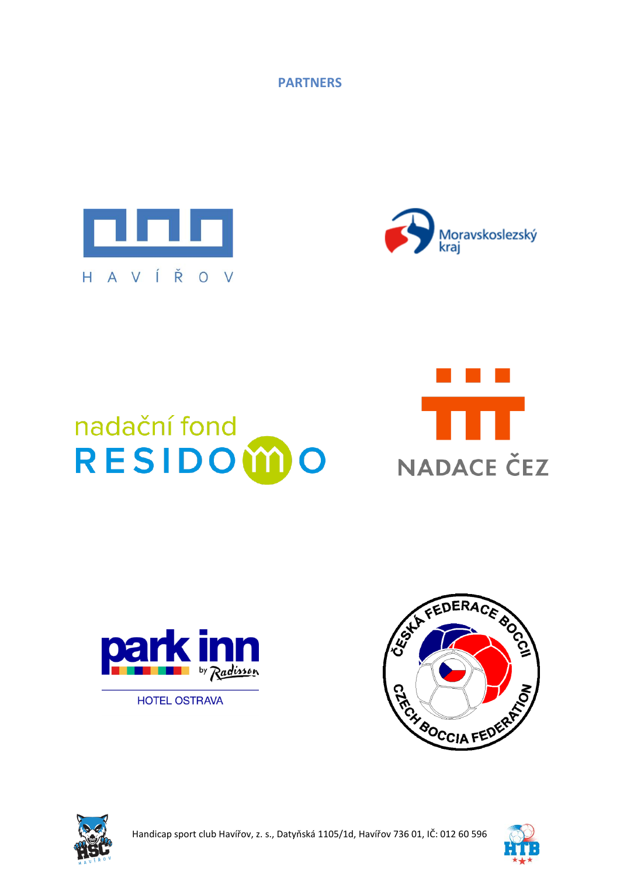**PARTNERS**